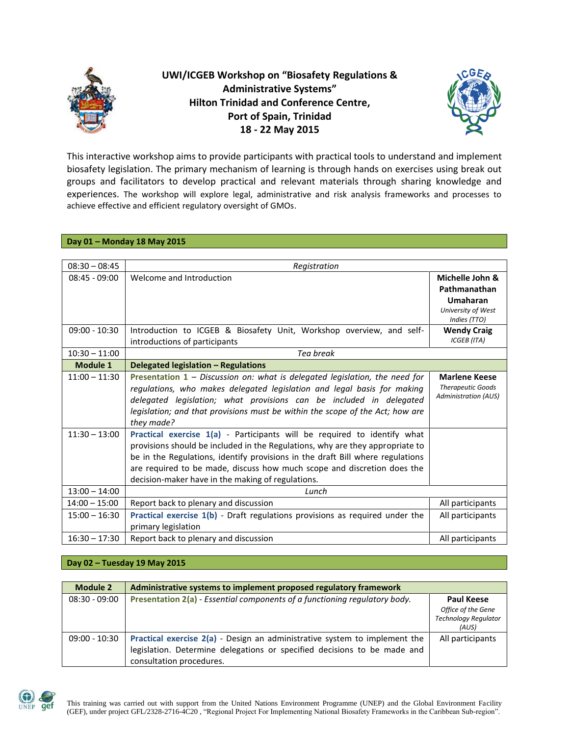# UWI/ICGEB Workshop on "Biosafety Regulations & Administrative Systems"
## Hilton Trinidad and Conference Centre, Port of Spain, Trinidad
## 18 - 22 May 2015

This interactive workshop aims to provide participants with practical tools to understand and implement biosafety legislation. The primary mechanism of learning is through hands on exercises using break out groups and facilitators to develop practical and relevant materials through sharing knowledge and experiences. The workshop will explore legal, administrative and risk analysis frameworks and processes to achieve effective and efficient regulatory oversight of GMOs.

### Day 01 – Monday 18 May 2015

| | | |
|---|---|---|
| 08:30 – 08:45 | *Registration* | |
| 08:45 - 09:00 | Welcome and Introduction | **Michelle John & Pathmanathan Umaharan** *University of West Indies (TTO)* |
| 09:00 - 10:30 | Introduction to ICGEB & Biosafety Unit, Workshop overview, and self-introductions of participants | **Wendy Craig** *ICGEB (ITA)* |
| 10:30 – 11:00 | *Tea break* | |
| **Module 1** | **Delegated legislation – Regulations** | |
| 11:00 – 11:30 | **Presentation 1** – *Discussion on: what is delegated legislation, the need for regulations, who makes delegated legislation and legal basis for making delegated legislation; what provisions can be included in delegated legislation; and that provisions must be within the scope of the Act; how are they made?* | **Marlene Keese** *Therapeutic Goods Administration (AUS)* |
| 11:30 – 13:00 | **Practical exercise 1(a)** - Participants will be required to identify what provisions should be included in the Regulations, why are they appropriate to be in the Regulations, identify provisions in the draft Bill where regulations are required to be made, discuss how much scope and discretion does the decision-maker have in the making of regulations. | |
| 13:00 – 14:00 | *Lunch* | |
| 14:00 – 15:00 | Report back to plenary and discussion | All participants |
| 15:00 – 16:30 | **Practical exercise 1(b)** - Draft regulations provisions as required under the primary legislation | All participants |
| 16:30 – 17:30 | Report back to plenary and discussion | All participants |

### Day 02 – Tuesday 19 May 2015

| | | |
|---|---|---|
| **Module 2** | **Administrative systems to implement proposed regulatory framework** | |
| 08:30 - 09:00 | **Presentation 2(a)** - *Essential components of a functioning regulatory body.* | **Paul Keese** *Office of the Gene Technology Regulator (AUS)* |
| 09:00 - 10:30 | **Practical exercise 2(a)** - Design an administrative system to implement the legislation. Determine delegations or specified decisions to be made and consultation procedures. | All participants |

This training was carried out with support from the United Nations Environment Programme (UNEP) and the Global Environment Facility (GEF), under project GFL/2328-2716-4C20 , "Regional Project For Implementing National Biosafety Frameworks in the Caribbean Sub-region".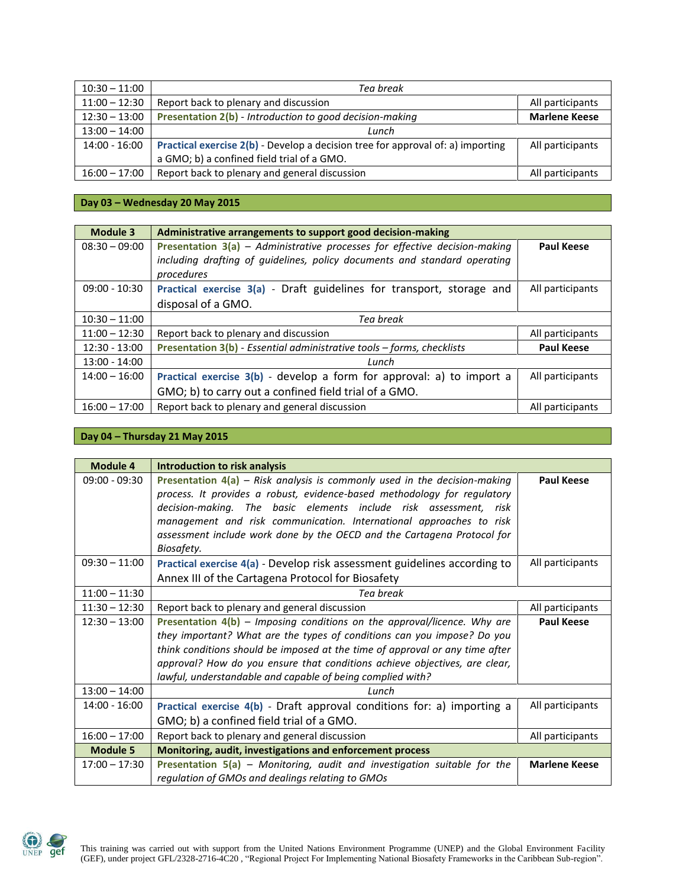| | | |
|---|---|---|
| 10:30 – 11:00 | *Tea break* | |
| 11:00 – 12:30 | Report back to plenary and discussion | All participants |
| 12:30 – 13:00 | **Presentation 2(b)** - *Introduction to good decision-making* | **Marlene Keese** |
| 13:00 – 14:00 | *Lunch* | |
| 14:00 - 16:00 | **Practical exercise 2(b)** - Develop a decision tree for approval of: a) importing a GMO; b) a confined field trial of a GMO. | All participants |
| 16:00 – 17:00 | Report back to plenary and general discussion | All participants |

**Day 03 – Wednesday 20 May 2015**

| **Module 3** | **Administrative arrangements to support good decision-making** | |
|---|---|---|
| 08:30 – 09:00 | **Presentation 3(a)** – *Administrative processes for effective decision-making including drafting of guidelines, policy documents and standard operating procedures* | **Paul Keese** |
| 09:00 - 10:30 | **Practical exercise 3(a)** - Draft guidelines for transport, storage and disposal of a GMO. | All participants |
| 10:30 – 11:00 | *Tea break* | |
| 11:00 – 12:30 | Report back to plenary and discussion | All participants |
| 12:30 - 13:00 | **Presentation 3(b)** - *Essential administrative tools – forms, checklists* | **Paul Keese** |
| 13:00 - 14:00 | *Lunch* | |
| 14:00 – 16:00 | **Practical exercise 3(b)** - develop a form for approval: a) to import a GMO; b) to carry out a confined field trial of a GMO. | All participants |
| 16:00 – 17:00 | Report back to plenary and general discussion | All participants |

**Day 04 – Thursday 21 May 2015**

| **Module 4** | **Introduction to risk analysis** | |
|---|---|---|
| 09:00 - 09:30 | **Presentation 4(a)** – *Risk analysis is commonly used in the decision-making process. It provides a robust, evidence-based methodology for regulatory decision-making. The basic elements include risk assessment, risk management and risk communication. International approaches to risk assessment include work done by the OECD and the Cartagena Protocol for Biosafety.* | **Paul Keese** |
| 09:30 – 11:00 | **Practical exercise 4(a)** - Develop risk assessment guidelines according to Annex III of the Cartagena Protocol for Biosafety | All participants |
| 11:00 – 11:30 | *Tea break* | |
| 11:30 – 12:30 | Report back to plenary and general discussion | All participants |
| 12:30 – 13:00 | **Presentation 4(b)** – *Imposing conditions on the approval/licence. Why are they important? What are the types of conditions can you impose? Do you think conditions should be imposed at the time of approval or any time after approval? How do you ensure that conditions achieve objectives, are clear, lawful, understandable and capable of being complied with?* | **Paul Keese** |
| 13:00 – 14:00 | *Lunch* | |
| 14:00 - 16:00 | **Practical exercise 4(b)** - Draft approval conditions for: a) importing a GMO; b) a confined field trial of a GMO. | All participants |
| 16:00 – 17:00 | Report back to plenary and general discussion | All participants |
| **Module 5** | **Monitoring, audit, investigations and enforcement process** | |
| 17:00 – 17:30 | **Presentation 5(a)** – *Monitoring, audit and investigation suitable for the regulation of GMOs and dealings relating to GMOs* | **Marlene Keese** |

This training was carried out with support from the United Nations Environment Programme (UNEP) and the Global Environment Facility (GEF), under project GFL/2328-2716-4C20 , "Regional Project For Implementing National Biosafety Frameworks in the Caribbean Sub-region".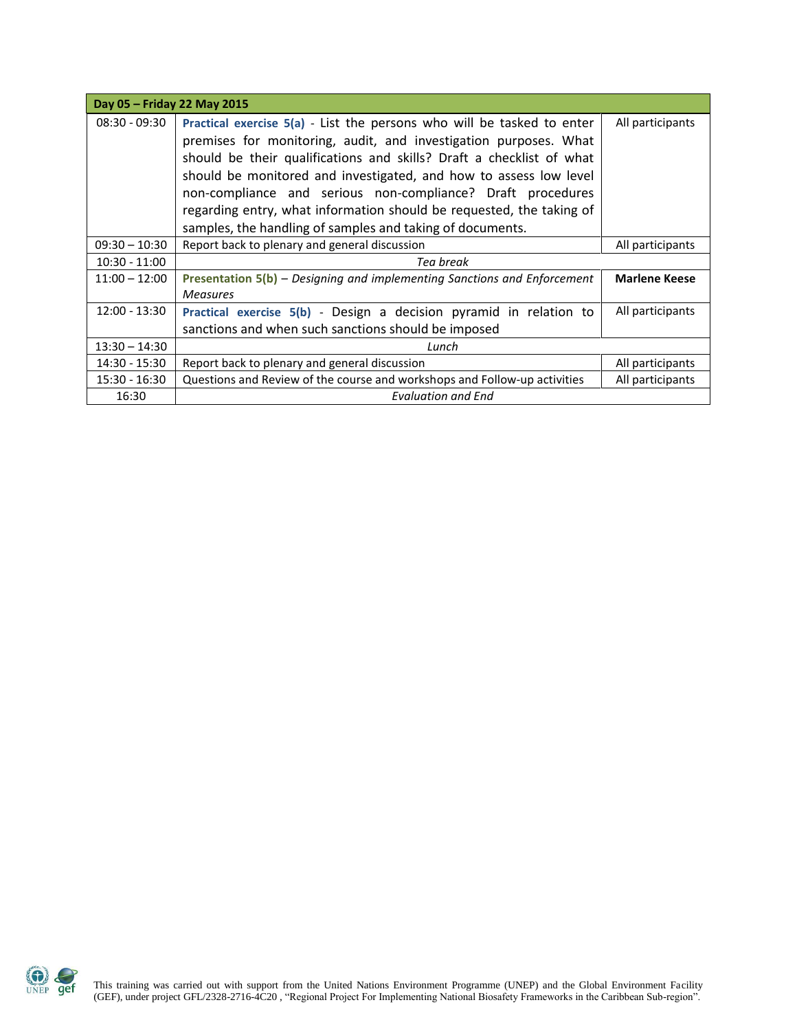| Day 05 – Friday 22 May 2015 | | |
|---|---|---|
| 08:30 - 09:30 | **Practical exercise 5(a)** - List the persons who will be tasked to enter premises for monitoring, audit, and investigation purposes. What should be their qualifications and skills? Draft a checklist of what should be monitored and investigated, and how to assess low level non-compliance and serious non-compliance? Draft procedures regarding entry, what information should be requested, the taking of samples, the handling of samples and taking of documents. | All participants |
| 09:30 – 10:30 | Report back to plenary and general discussion | All participants |
| 10:30 - 11:00 | *Tea break* | |
| 11:00 – 12:00 | **Presentation 5(b)** – *Designing and implementing Sanctions and Enforcement Measures* | **Marlene Keese** |
| 12:00 - 13:30 | **Practical exercise 5(b)** - Design a decision pyramid in relation to sanctions and when such sanctions should be imposed | All participants |
| 13:30 – 14:30 | *Lunch* | |
| 14:30 - 15:30 | Report back to plenary and general discussion | All participants |
| 15:30 - 16:30 | Questions and Review of the course and workshops and Follow-up activities | All participants |
| 16:30 | *Evaluation and End* | |

This training was carried out with support from the United Nations Environment Programme (UNEP) and the Global Environment Facility (GEF), under project GFL/2328-2716-4C20 , "Regional Project For Implementing National Biosafety Frameworks in the Caribbean Sub-region".